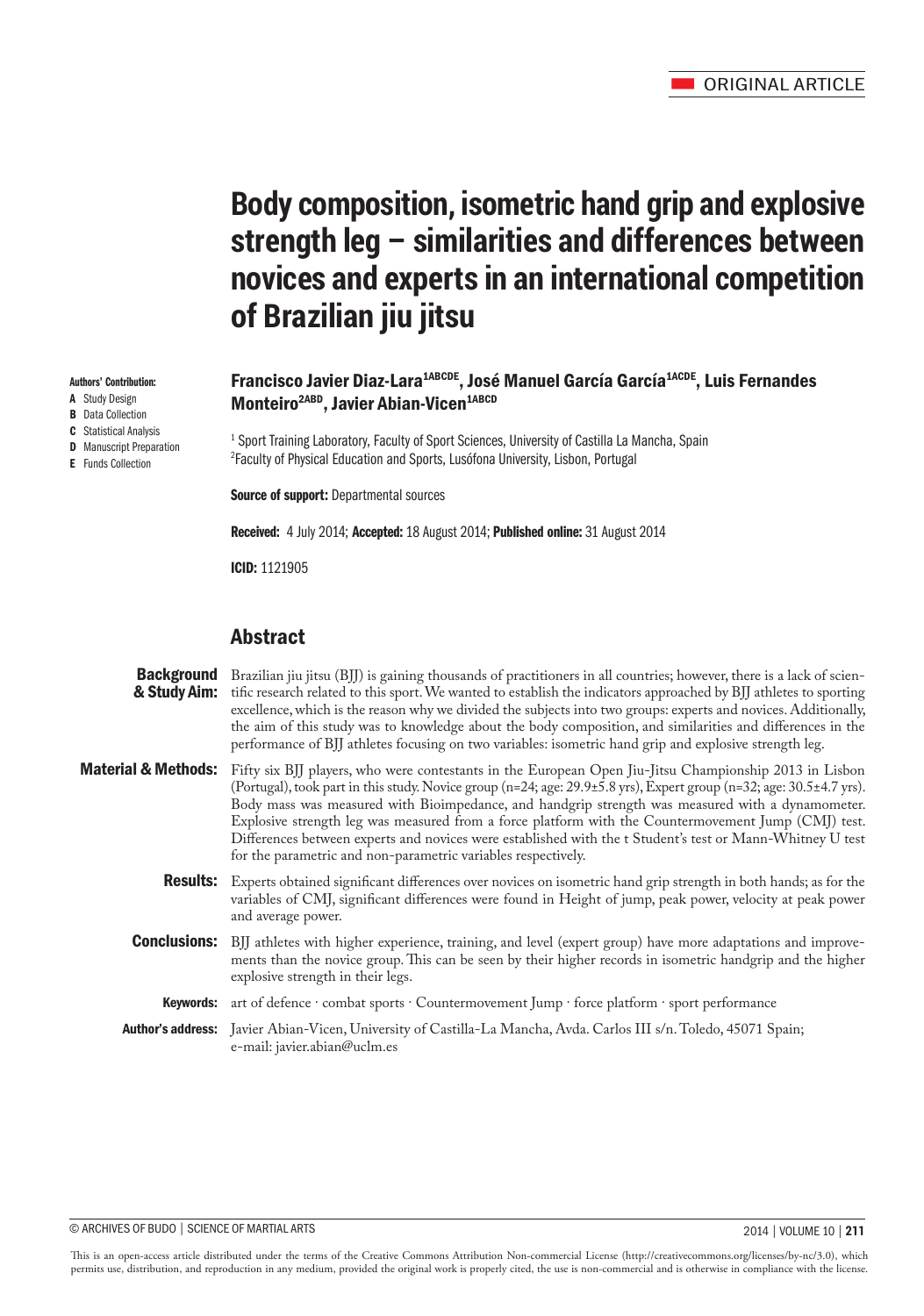ORIGINAL ARTICLE

# Body composition, isometric hand grip and explosive strength leg – similarities and differences between novices and experts in an international competition of Brazilian jiu jitsu

**Francisco Javier Diaz-Lara[1ABCDE], José Manuel García García[1ACDE], Luis Fernandes Monteiro[2ABD], Javier Abian-Vicen[1ABCD]**

[1] Sport Training Laboratory, Faculty of Sport Sciences, University of Castilla La Mancha, Spain
[2] Faculty of Physical Education and Sports, Lusófona University, Lisbon, Portugal

**Authors' Contribution:**
**A** Study Design
**B** Data Collection
**C** Statistical Analysis
**D** Manuscript Preparation
**E** Funds Collection

**Source of support:** Departmental sources

**Received:** 4 July 2014; **Accepted:** 18 August 2014; **Published online:** 31 August 2014

**ICID:** 1121905

## Abstract

**Background & Study Aim:** Brazilian jiu jitsu (BJJ) is gaining thousands of practitioners in all countries; however, there is a lack of scientific research related to this sport. We wanted to establish the indicators approached by BJJ athletes to sporting excellence, which is the reason why we divided the subjects into two groups: experts and novices. Additionally, the aim of this study was to knowledge about the body composition, and similarities and differences in the performance of BJJ athletes focusing on two variables: isometric hand grip and explosive strength leg.

**Material & Methods:** Fifty six BJJ players, who were contestants in the European Open Jiu-Jitsu Championship 2013 in Lisbon (Portugal), took part in this study. Novice group (n=24; age: 29.9±5.8 yrs), Expert group (n=32; age: 30.5±4.7 yrs). Body mass was measured with Bioimpedance, and handgrip strength was measured with a dynamometer. Explosive strength leg was measured from a force platform with the Countermovement Jump (CMJ) test. Differences between experts and novices were established with the t Student's test or Mann-Whitney U test for the parametric and non-parametric variables respectively.

**Results:** Experts obtained significant differences over novices on isometric hand grip strength in both hands; as for the variables of CMJ, significant differences were found in Height of jump, peak power, velocity at peak power and average power.

**Conclusions:** BJJ athletes with higher experience, training, and level (expert group) have more adaptations and improvements than the novice group. This can be seen by their higher records in isometric handgrip and the higher explosive strength in their legs.

**Keywords:** art of defence · combat sports · Countermovement Jump · force platform · sport performance

**Author's address:** Javier Abian-Vicen, University of Castilla-La Mancha, Avda. Carlos III s/n. Toledo, 45071 Spain; e-mail: javier.abian@uclm.es

This is an open-access article distributed under the terms of the Creative Commons Attribution Non-commercial License (http://creativecommons.org/licenses/by-nc/3.0), which permits use, distribution, and reproduction in any medium, provided the original work is properly cited, the use is non-commercial and is otherwise in compliance with the license.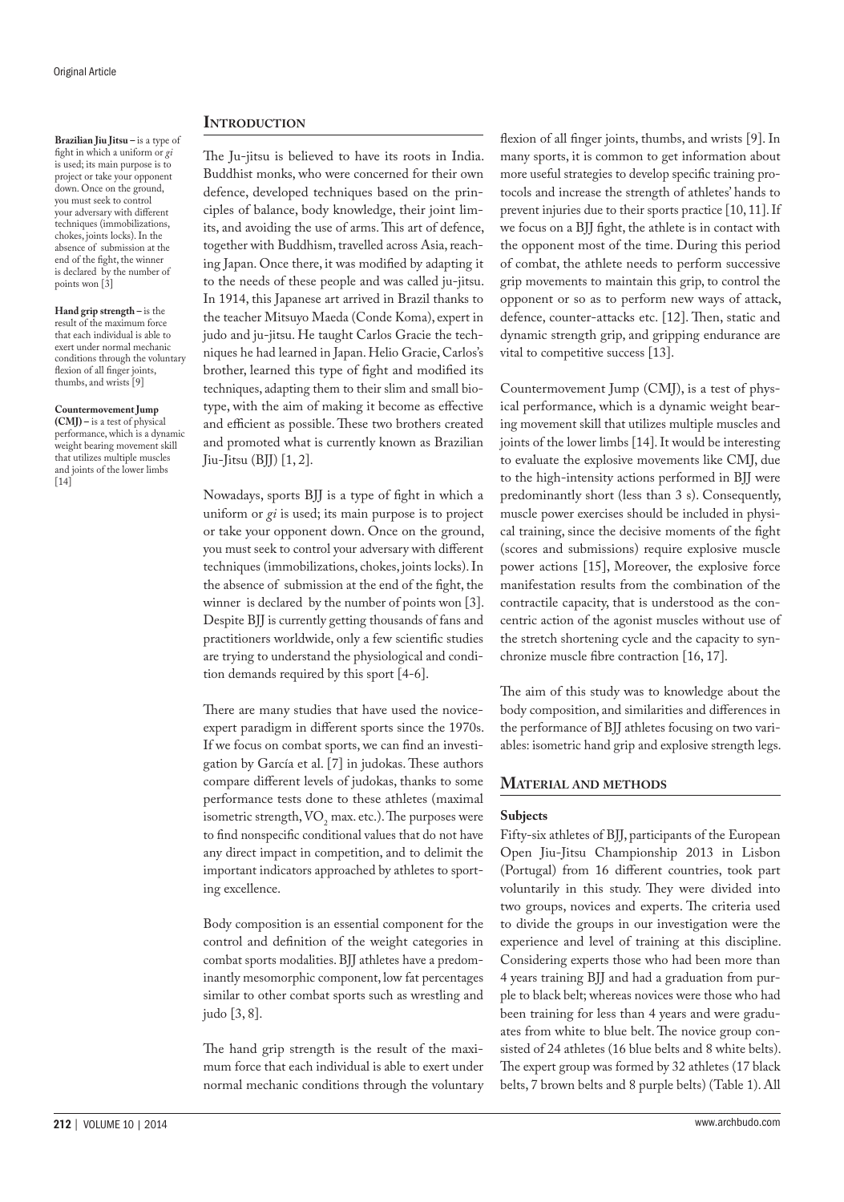**Brazilian Jiu Jitsu –** is a type of fight in which a uniform or *gi* is used; its main purpose is to project or take your opponent down. Once on the ground, you must seek to control your adversary with different techniques (immobilizations, chokes, joints locks). In the absence of submission at the end of the fight, the winner is declared by the number of points won [3]

**Hand grip strength –** is the result of the maximum force that each individual is able to exert under normal mechanic conditions through the voluntary flexion of all finger joints, thumbs, and wrists [9]

**Countermovement Jump (CMJ) –** is a test of physical performance, which is a dynamic weight bearing movement skill that utilizes multiple muscles and joints of the lower limbs [14]

## Introduction

The Ju-jitsu is believed to have its roots in India. Buddhist monks, who were concerned for their own defence, developed techniques based on the principles of balance, body knowledge, their joint limits, and avoiding the use of arms. This art of defence, together with Buddhism, travelled across Asia, reaching Japan. Once there, it was modified by adapting it to the needs of these people and was called ju-jitsu. In 1914, this Japanese art arrived in Brazil thanks to the teacher Mitsuyo Maeda (Conde Koma), expert in judo and ju-jitsu. He taught Carlos Gracie the techniques he had learned in Japan. Helio Gracie, Carlos's brother, learned this type of fight and modified its techniques, adapting them to their slim and small biotype, with the aim of making it become as effective and efficient as possible. These two brothers created and promoted what is currently known as Brazilian Jiu-Jitsu (BJJ) [1, 2].

Nowadays, sports BJJ is a type of fight in which a uniform or *gi* is used; its main purpose is to project or take your opponent down. Once on the ground, you must seek to control your adversary with different techniques (immobilizations, chokes, joints locks). In the absence of submission at the end of the fight, the winner is declared by the number of points won [3]. Despite BJJ is currently getting thousands of fans and practitioners worldwide, only a few scientific studies are trying to understand the physiological and condition demands required by this sport [4-6].

There are many studies that have used the novice-expert paradigm in different sports since the 1970s. If we focus on combat sports, we can find an investigation by García et al. [7] in judokas. These authors compare different levels of judokas, thanks to some performance tests done to these athletes (maximal isometric strength, $VO_2$ max. etc.). The purposes were to find nonspecific conditional values that do not have any direct impact in competition, and to delimit the important indicators approached by athletes to sporting excellence.

Body composition is an essential component for the control and definition of the weight categories in combat sports modalities. BJJ athletes have a predominantly mesomorphic component, low fat percentages similar to other combat sports such as wrestling and judo [3, 8].

The hand grip strength is the result of the maximum force that each individual is able to exert under normal mechanic conditions through the voluntary flexion of all finger joints, thumbs, and wrists [9]. In many sports, it is common to get information about more useful strategies to develop specific training protocols and increase the strength of athletes' hands to prevent injuries due to their sports practice [10, 11]. If we focus on a BJJ fight, the athlete is in contact with the opponent most of the time. During this period of combat, the athlete needs to perform successive grip movements to maintain this grip, to control the opponent or so as to perform new ways of attack, defence, counter-attacks etc. [12]. Then, static and dynamic strength grip, and gripping endurance are vital to competitive success [13].

Countermovement Jump (CMJ), is a test of physical performance, which is a dynamic weight bearing movement skill that utilizes multiple muscles and joints of the lower limbs [14]. It would be interesting to evaluate the explosive movements like CMJ, due to the high-intensity actions performed in BJJ were predominantly short (less than 3 s). Consequently, muscle power exercises should be included in physical training, since the decisive moments of the fight (scores and submissions) require explosive muscle power actions [15], Moreover, the explosive force manifestation results from the combination of the contractile capacity, that is understood as the concentric action of the agonist muscles without use of the stretch shortening cycle and the capacity to synchronize muscle fibre contraction [16, 17].

The aim of this study was to knowledge about the body composition, and similarities and differences in the performance of BJJ athletes focusing on two variables: isometric hand grip and explosive strength legs.

## Material and methods

### Subjects

Fifty-six athletes of BJJ, participants of the European Open Jiu-Jitsu Championship 2013 in Lisbon (Portugal) from 16 different countries, took part voluntarily in this study. They were divided into two groups, novices and experts. The criteria used to divide the groups in our investigation were the experience and level of training at this discipline. Considering experts those who had been more than 4 years training BJJ and had a graduation from purple to black belt; whereas novices were those who had been training for less than 4 years and were graduates from white to blue belt. The novice group consisted of 24 athletes (16 blue belts and 8 white belts). The expert group was formed by 32 athletes (17 black belts, 7 brown belts and 8 purple belts) (Table 1). All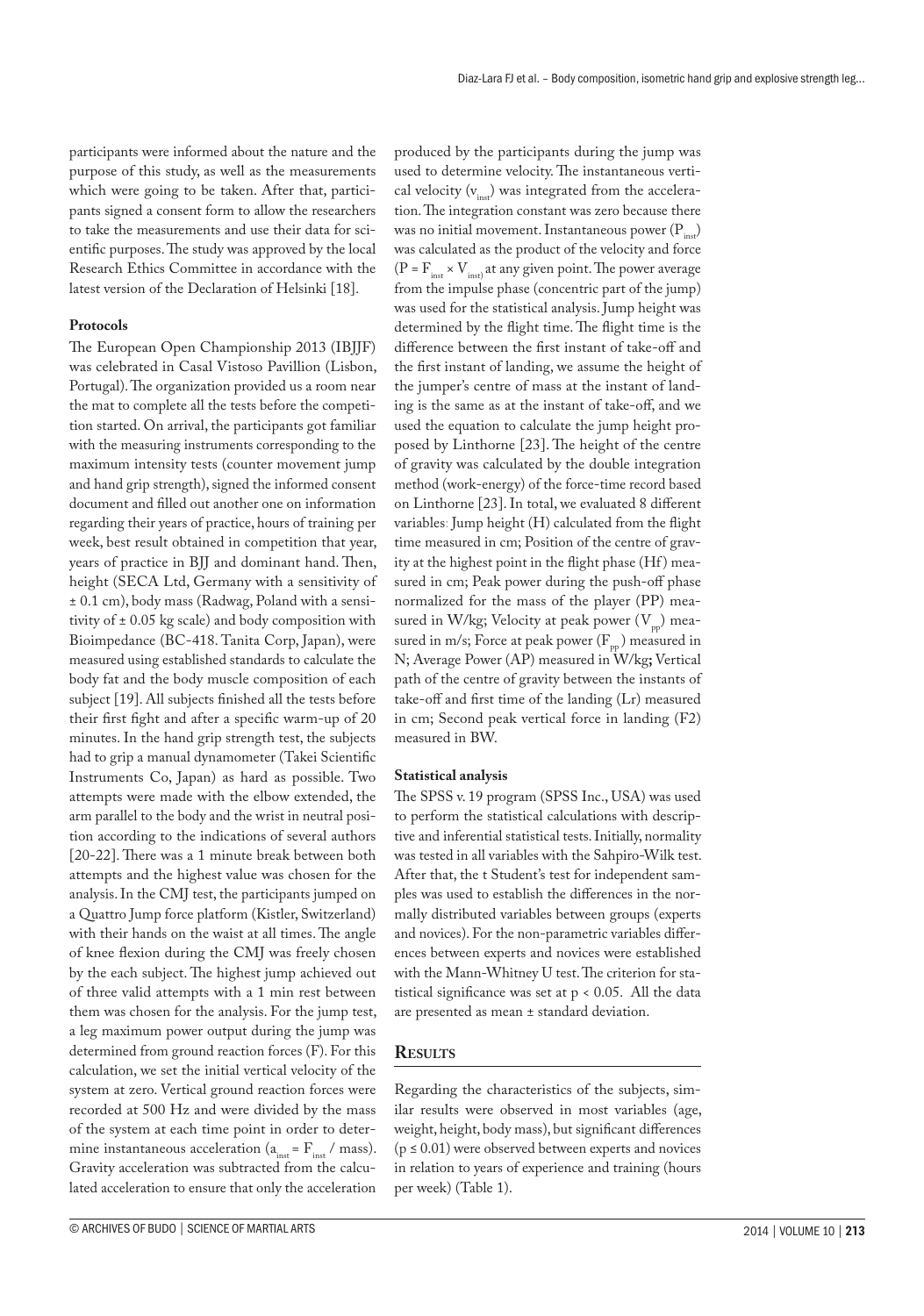participants were informed about the nature and the purpose of this study, as well as the measurements which were going to be taken. After that, participants signed a consent form to allow the researchers to take the measurements and use their data for scientific purposes. The study was approved by the local Research Ethics Committee in accordance with the latest version of the Declaration of Helsinki [18].

### Protocols

The European Open Championship 2013 (IBJJF) was celebrated in Casal Vistoso Pavillion (Lisbon, Portugal). The organization provided us a room near the mat to complete all the tests before the competition started. On arrival, the participants got familiar with the measuring instruments corresponding to the maximum intensity tests (counter movement jump and hand grip strength), signed the informed consent document and filled out another one on information regarding their years of practice, hours of training per week, best result obtained in competition that year, years of practice in BJJ and dominant hand. Then, height (SECA Ltd, Germany with a sensitivity of ± 0.1 cm), body mass (Radwag, Poland with a sensitivity of ± 0.05 kg scale) and body composition with Bioimpedance (BC-418. Tanita Corp, Japan), were measured using established standards to calculate the body fat and the body muscle composition of each subject [19]. All subjects finished all the tests before their first fight and after a specific warm-up of 20 minutes. In the hand grip strength test, the subjects had to grip a manual dynamometer (Takei Scientific Instruments Co, Japan) as hard as possible. Two attempts were made with the elbow extended, the arm parallel to the body and the wrist in neutral position according to the indications of several authors [20-22]. There was a 1 minute break between both attempts and the highest value was chosen for the analysis. In the CMJ test, the participants jumped on a Quattro Jump force platform (Kistler, Switzerland) with their hands on the waist at all times. The angle of knee flexion during the CMJ was freely chosen by the each subject. The highest jump achieved out of three valid attempts with a 1 min rest between them was chosen for the analysis. For the jump test, a leg maximum power output during the jump was determined from ground reaction forces (F). For this calculation, we set the initial vertical velocity of the system at zero. Vertical ground reaction forces were recorded at 500 Hz and were divided by the mass of the system at each time point in order to determine instantaneous acceleration ($a_{inst} = F_{inst}$ / mass). Gravity acceleration was subtracted from the calculated acceleration to ensure that only the acceleration produced by the participants during the jump was used to determine velocity. The instantaneous vertical velocity ($v_{inst}$) was integrated from the acceleration. The integration constant was zero because there was no initial movement. Instantaneous power ($P_{inst}$) was calculated as the product of the velocity and force ($P = F_{inst} \times V_{inst}$) at any given point. The power average from the impulse phase (concentric part of the jump) was used for the statistical analysis. Jump height was determined by the flight time. The flight time is the difference between the first instant of take-off and the first instant of landing, we assume the height of the jumper's centre of mass at the instant of landing is the same as at the instant of take-off, and we used the equation to calculate the jump height proposed by Linthorne [23]. The height of the centre of gravity was calculated by the double integration method (work-energy) of the force-time record based on Linthorne [23]. In total, we evaluated 8 different variables: Jump height (H) calculated from the flight time measured in cm; Position of the centre of gravity at the highest point in the flight phase (Hf) measured in cm; Peak power during the push-off phase normalized for the mass of the player (PP) measured in W/kg; Velocity at peak power ($V_{pp}$) measured in m/s; Force at peak power ($F_{pp}$) measured in N; Average Power (AP) measured in W/kg; Vertical path of the centre of gravity between the instants of take-off and first time of the landing (Lr) measured in cm; Second peak vertical force in landing (F2) measured in BW.

### Statistical analysis

The SPSS v. 19 program (SPSS Inc., USA) was used to perform the statistical calculations with descriptive and inferential statistical tests. Initially, normality was tested in all variables with the Sahpiro-Wilk test. After that, the t Student's test for independent samples was used to establish the differences in the normally distributed variables between groups (experts and novices). For the non-parametric variables differences between experts and novices were established with the Mann-Whitney U test. The criterion for statistical significance was set at $p < 0.05$. All the data are presented as mean ± standard deviation.

## Results

Regarding the characteristics of the subjects, similar results were observed in most variables (age, weight, height, body mass), but significant differences ($p \leq 0.01$) were observed between experts and novices in relation to years of experience and training (hours per week) (Table 1).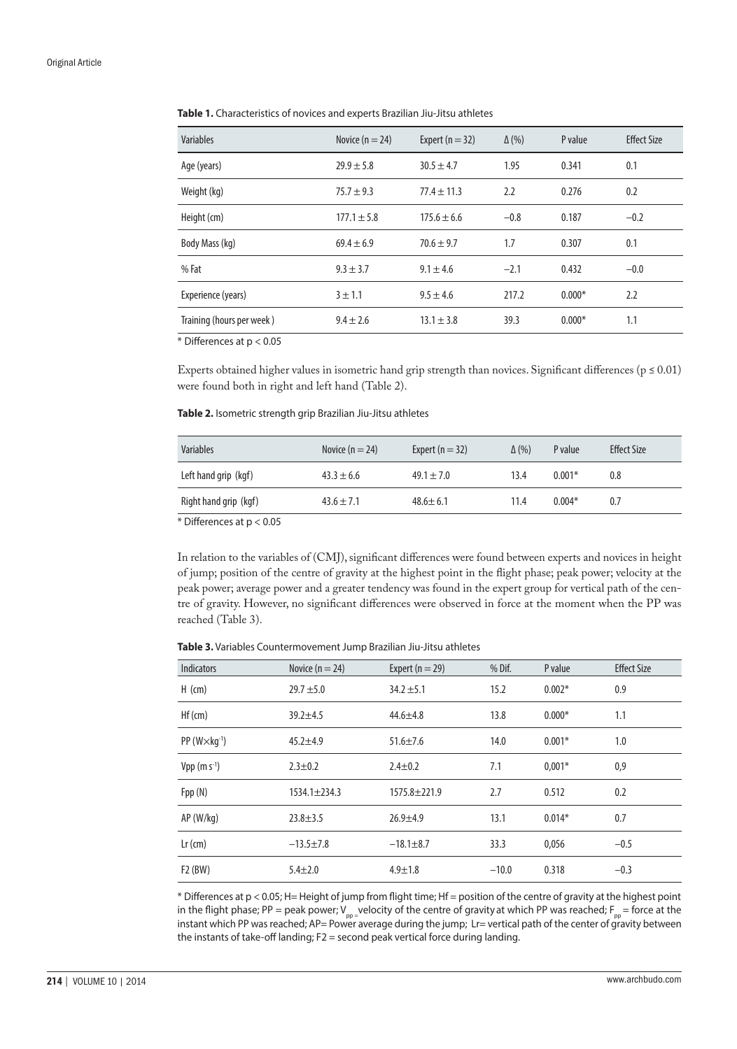**Table 1.** Characteristics of novices and experts Brazilian Jiu-Jitsu athletes

| Variables | Novice (n = 24) | Expert (n = 32) | Δ (%) | P value | Effect Size |
|---|---|---|---|---|---|
| Age (years) | 29.9 ± 5.8 | 30.5 ± 4.7 | 1.95 | 0.341 | 0.1 |
| Weight (kg) | 75.7 ± 9.3 | 77.4 ± 11.3 | 2.2 | 0.276 | 0.2 |
| Height (cm) | 177.1 ± 5.8 | 175.6 ± 6.6 | −0.8 | 0.187 | −0.2 |
| Body Mass (kg) | 69.4 ± 6.9 | 70.6 ± 9.7 | 1.7 | 0.307 | 0.1 |
| % Fat | 9.3 ± 3.7 | 9.1 ± 4.6 | −2.1 | 0.432 | −0.0 |
| Experience (years) | 3 ± 1.1 | 9.5 ± 4.6 | 217.2 | 0.000* | 2.2 |
| Training (hours per week ) | 9.4 ± 2.6 | 13.1 ± 3.8 | 39.3 | 0.000* | 1.1 |

* Differences at $p < 0.05$

Experts obtained higher values in isometric hand grip strength than novices. Significant differences ($p \leq 0.01$) were found both in right and left hand (Table 2).

**Table 2.** Isometric strength grip Brazilian Jiu-Jitsu athletes

| Variables | Novice (n = 24) | Expert (n = 32) | Δ (%) | P value | Effect Size |
|---|---|---|---|---|---|
| Left hand grip (kgf) | 43.3 ± 6.6 | 49.1 ± 7.0 | 13.4 | 0.001* | 0.8 |
| Right hand grip (kgf) | 43.6 ± 7.1 | 48.6± 6.1 | 11.4 | 0.004* | 0.7 |

* Differences at $p < 0.05$

In relation to the variables of (CMJ), significant differences were found between experts and novices in height of jump; position of the centre of gravity at the highest point in the flight phase; peak power; velocity at the peak power; average power and a greater tendency was found in the expert group for vertical path of the centre of gravity. However, no significant differences were observed in force at the moment when the PP was reached (Table 3).

**Table 3.** Variables Countermovement Jump Brazilian Jiu-Jitsu athletes

| Indicators | Novice (n = 24) | Expert (n = 29) | % Dif. | P value | Effect Size |
|---|---|---|---|---|---|
| H (cm) | 29.7 ±5.0 | 34.2 ±5.1 | 15.2 | 0.002* | 0.9 |
| Hf (cm) | 39.2±4.5 | 44.6±4.8 | 13.8 | 0.000* | 1.1 |
| PP ($W \times kg^{-1}$) | 45.2±4.9 | 51.6±7.6 | 14.0 | 0.001* | 1.0 |
| Vpp ($m\ s^{-1}$) | 2.3±0.2 | 2.4±0.2 | 7.1 | 0,001* | 0,9 |
| Fpp (N) | 1534.1±234.3 | 1575.8±221.9 | 2.7 | 0.512 | 0.2 |
| AP (W/kg) | 23.8±3.5 | 26.9±4.9 | 13.1 | 0.014* | 0.7 |
| Lr (cm) | −13.5±7.8 | −18.1±8.7 | 33.3 | 0,056 | −0.5 |
| F2 (BW) | 5.4±2.0 | 4.9±1.8 | −10.0 | 0.318 | −0.3 |

* Differences at $p < 0.05$; H= Height of jump from flight time; Hf = position of the centre of gravity at the highest point in the flight phase; PP = peak power; $V_{pp}$ = velocity of the centre of gravity at which PP was reached; $F_{pp}$ = force at the instant which PP was reached; AP= Power average during the jump; Lr= vertical path of the center of gravity between the instants of take-off landing; F2 = second peak vertical force during landing.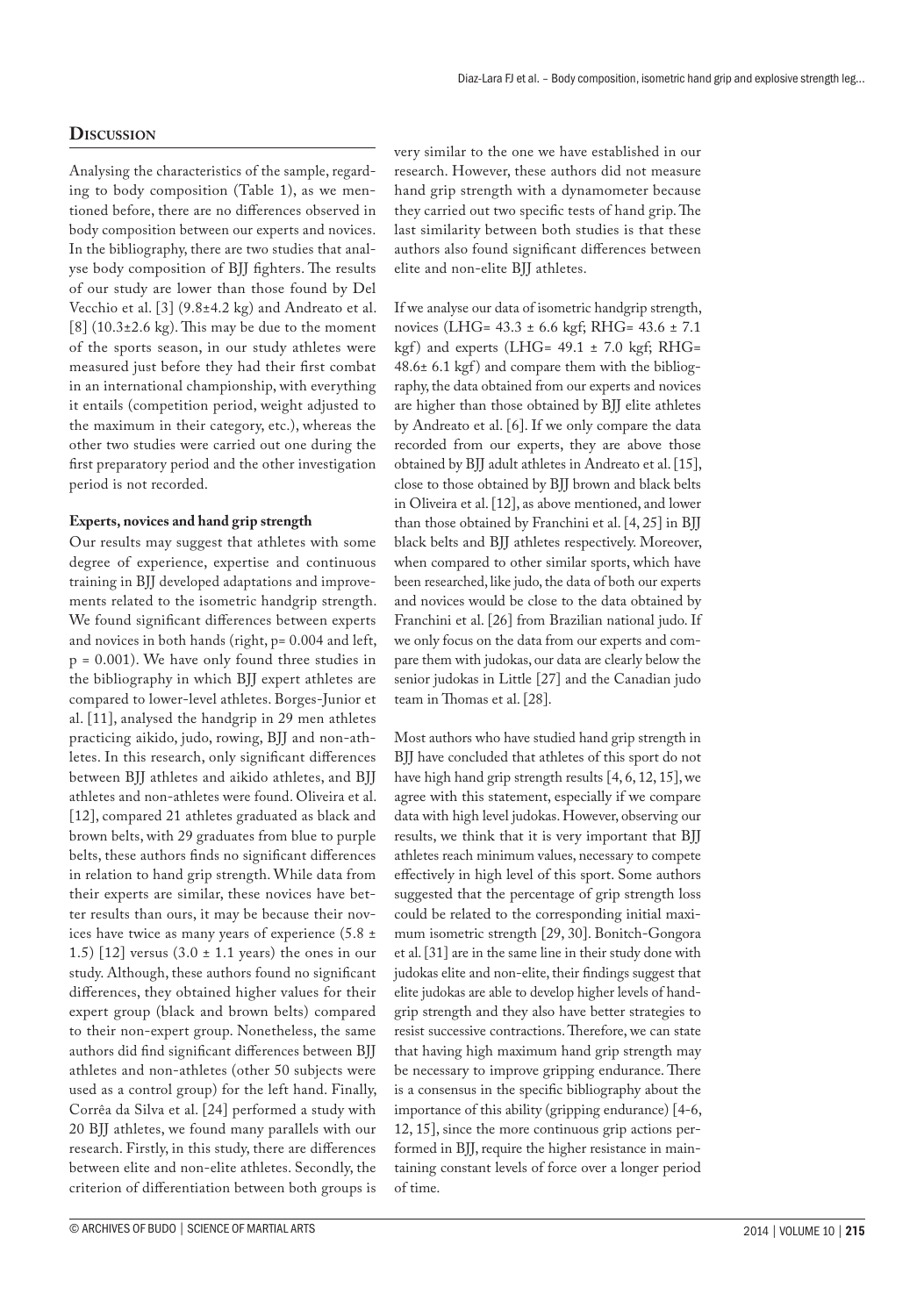## Discussion

Analysing the characteristics of the sample, regarding to body composition (Table 1), as we mentioned before, there are no differences observed in body composition between our experts and novices. In the bibliography, there are two studies that analyse body composition of BJJ fighters. The results of our study are lower than those found by Del Vecchio et al. [3] (9.8±4.2 kg) and Andreato et al. [8] (10.3±2.6 kg). This may be due to the moment of the sports season, in our study athletes were measured just before they had their first combat in an international championship, with everything it entails (competition period, weight adjusted to the maximum in their category, etc.), whereas the other two studies were carried out one during the first preparatory period and the other investigation period is not recorded.

### Experts, novices and hand grip strength

Our results may suggest that athletes with some degree of experience, expertise and continuous training in BJJ developed adaptations and improvements related to the isometric handgrip strength. We found significant differences between experts and novices in both hands (right, p= 0.004 and left, p = 0.001). We have only found three studies in the bibliography in which BJJ expert athletes are compared to lower-level athletes. Borges-Junior et al. [11], analysed the handgrip in 29 men athletes practicing aikido, judo, rowing, BJJ and non-athletes. In this research, only significant differences between BJJ athletes and aikido athletes, and BJJ athletes and non-athletes were found. Oliveira et al. [12], compared 21 athletes graduated as black and brown belts, with 29 graduates from blue to purple belts, these authors finds no significant differences in relation to hand grip strength. While data from their experts are similar, these novices have better results than ours, it may be because their novices have twice as many years of experience (5.8 ± 1.5) [12] versus (3.0 ± 1.1 years) the ones in our study. Although, these authors found no significant differences, they obtained higher values for their expert group (black and brown belts) compared to their non-expert group. Nonetheless, the same authors did find significant differences between BJJ athletes and non-athletes (other 50 subjects were used as a control group) for the left hand. Finally, Corrêa da Silva et al. [24] performed a study with 20 BJJ athletes, we found many parallels with our research. Firstly, in this study, there are differences between elite and non-elite athletes. Secondly, the criterion of differentiation between both groups is very similar to the one we have established in our research. However, these authors did not measure hand grip strength with a dynamometer because they carried out two specific tests of hand grip. The last similarity between both studies is that these authors also found significant differences between elite and non-elite BJJ athletes.

If we analyse our data of isometric handgrip strength, novices (LHG= 43.3 ± 6.6 kgf; RHG= 43.6 ± 7.1 kgf) and experts (LHG= 49.1 ± 7.0 kgf; RHG= 48.6± 6.1 kgf) and compare them with the bibliography, the data obtained from our experts and novices are higher than those obtained by BJJ elite athletes by Andreato et al. [6]. If we only compare the data recorded from our experts, they are above those obtained by BJJ adult athletes in Andreato et al. [15], close to those obtained by BJJ brown and black belts in Oliveira et al. [12], as above mentioned, and lower than those obtained by Franchini et al. [4, 25] in BJJ black belts and BJJ athletes respectively. Moreover, when compared to other similar sports, which have been researched, like judo, the data of both our experts and novices would be close to the data obtained by Franchini et al. [26] from Brazilian national judo. If we only focus on the data from our experts and compare them with judokas, our data are clearly below the senior judokas in Little [27] and the Canadian judo team in Thomas et al. [28].

Most authors who have studied hand grip strength in BJJ have concluded that athletes of this sport do not have high hand grip strength results [4, 6, 12, 15], we agree with this statement, especially if we compare data with high level judokas. However, observing our results, we think that it is very important that BJJ athletes reach minimum values, necessary to compete effectively in high level of this sport. Some authors suggested that the percentage of grip strength loss could be related to the corresponding initial maximum isometric strength [29, 30]. Bonitch-Gongora et al. [31] are in the same line in their study done with judokas elite and non-elite, their findings suggest that elite judokas are able to develop higher levels of handgrip strength and they also have better strategies to resist successive contractions. Therefore, we can state that having high maximum hand grip strength may be necessary to improve gripping endurance. There is a consensus in the specific bibliography about the importance of this ability (gripping endurance) [4-6, 12, 15], since the more continuous grip actions performed in BJJ, require the higher resistance in maintaining constant levels of force over a longer period of time.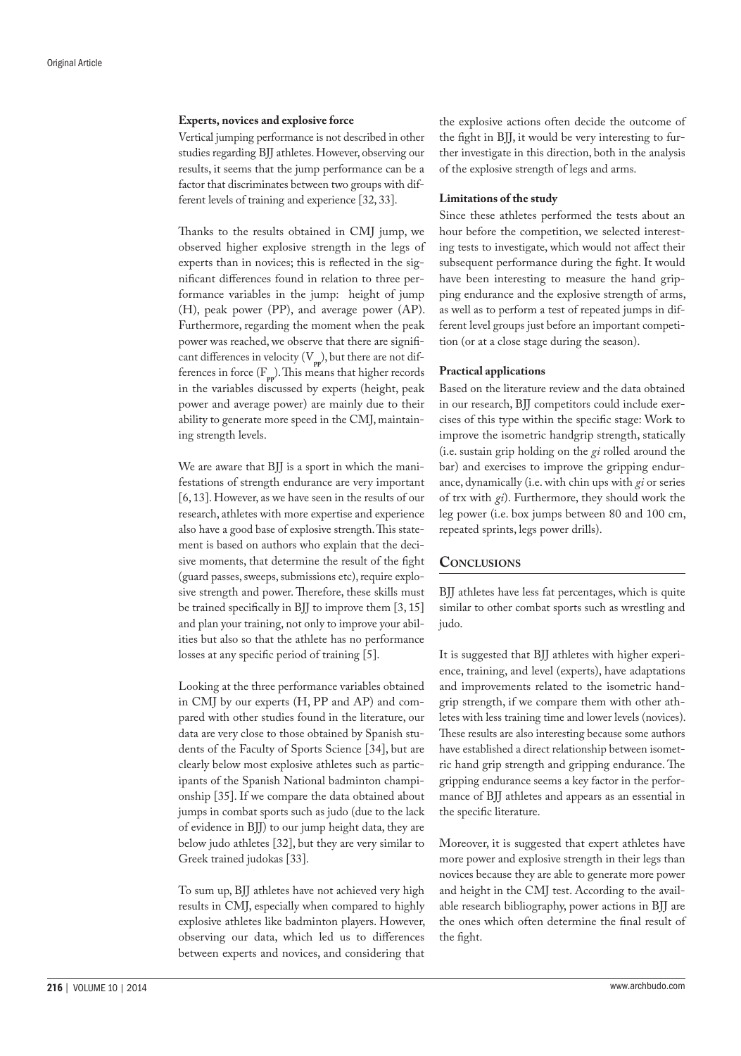### Experts, novices and explosive force

Vertical jumping performance is not described in other studies regarding BJJ athletes. However, observing our results, it seems that the jump performance can be a factor that discriminates between two groups with different levels of training and experience [32, 33].

Thanks to the results obtained in CMJ jump, we observed higher explosive strength in the legs of experts than in novices; this is reflected in the significant differences found in relation to three performance variables in the jump: height of jump (H), peak power (PP), and average power (AP). Furthermore, regarding the moment when the peak power was reached, we observe that there are significant differences in velocity ($V_{pp}$), but there are not differences in force ($F_{pp}$). This means that higher records in the variables discussed by experts (height, peak power and average power) are mainly due to their ability to generate more speed in the CMJ, maintaining strength levels.

We are aware that BJJ is a sport in which the manifestations of strength endurance are very important [6, 13]. However, as we have seen in the results of our research, athletes with more expertise and experience also have a good base of explosive strength. This statement is based on authors who explain that the decisive moments, that determine the result of the fight (guard passes, sweeps, submissions etc), require explosive strength and power. Therefore, these skills must be trained specifically in BJJ to improve them [3, 15] and plan your training, not only to improve your abilities but also so that the athlete has no performance losses at any specific period of training [5].

Looking at the three performance variables obtained in CMJ by our experts (H, PP and AP) and compared with other studies found in the literature, our data are very close to those obtained by Spanish students of the Faculty of Sports Science [34], but are clearly below most explosive athletes such as participants of the Spanish National badminton championship [35]. If we compare the data obtained about jumps in combat sports such as judo (due to the lack of evidence in BJJ) to our jump height data, they are below judo athletes [32], but they are very similar to Greek trained judokas [33].

To sum up, BJJ athletes have not achieved very high results in CMJ, especially when compared to highly explosive athletes like badminton players. However, observing our data, which led us to differences between experts and novices, and considering that the explosive actions often decide the outcome of the fight in BJJ, it would be very interesting to further investigate in this direction, both in the analysis of the explosive strength of legs and arms.

### Limitations of the study

Since these athletes performed the tests about an hour before the competition, we selected interesting tests to investigate, which would not affect their subsequent performance during the fight. It would have been interesting to measure the hand gripping endurance and the explosive strength of arms, as well as to perform a test of repeated jumps in different level groups just before an important competition (or at a close stage during the season).

### Practical applications

Based on the literature review and the data obtained in our research, BJJ competitors could include exercises of this type within the specific stage: Work to improve the isometric handgrip strength, statically (i.e. sustain grip holding on the *gi* rolled around the bar) and exercises to improve the gripping endurance, dynamically (i.e. with chin ups with *gi* or series of trx with *gi*). Furthermore, they should work the leg power (i.e. box jumps between 80 and 100 cm, repeated sprints, legs power drills).

## Conclusions

BJJ athletes have less fat percentages, which is quite similar to other combat sports such as wrestling and judo.

It is suggested that BJJ athletes with higher experience, training, and level (experts), have adaptations and improvements related to the isometric handgrip strength, if we compare them with other athletes with less training time and lower levels (novices). These results are also interesting because some authors have established a direct relationship between isometric hand grip strength and gripping endurance. The gripping endurance seems a key factor in the performance of BJJ athletes and appears as an essential in the specific literature.

Moreover, it is suggested that expert athletes have more power and explosive strength in their legs than novices because they are able to generate more power and height in the CMJ test. According to the available research bibliography, power actions in BJJ are the ones which often determine the final result of the fight.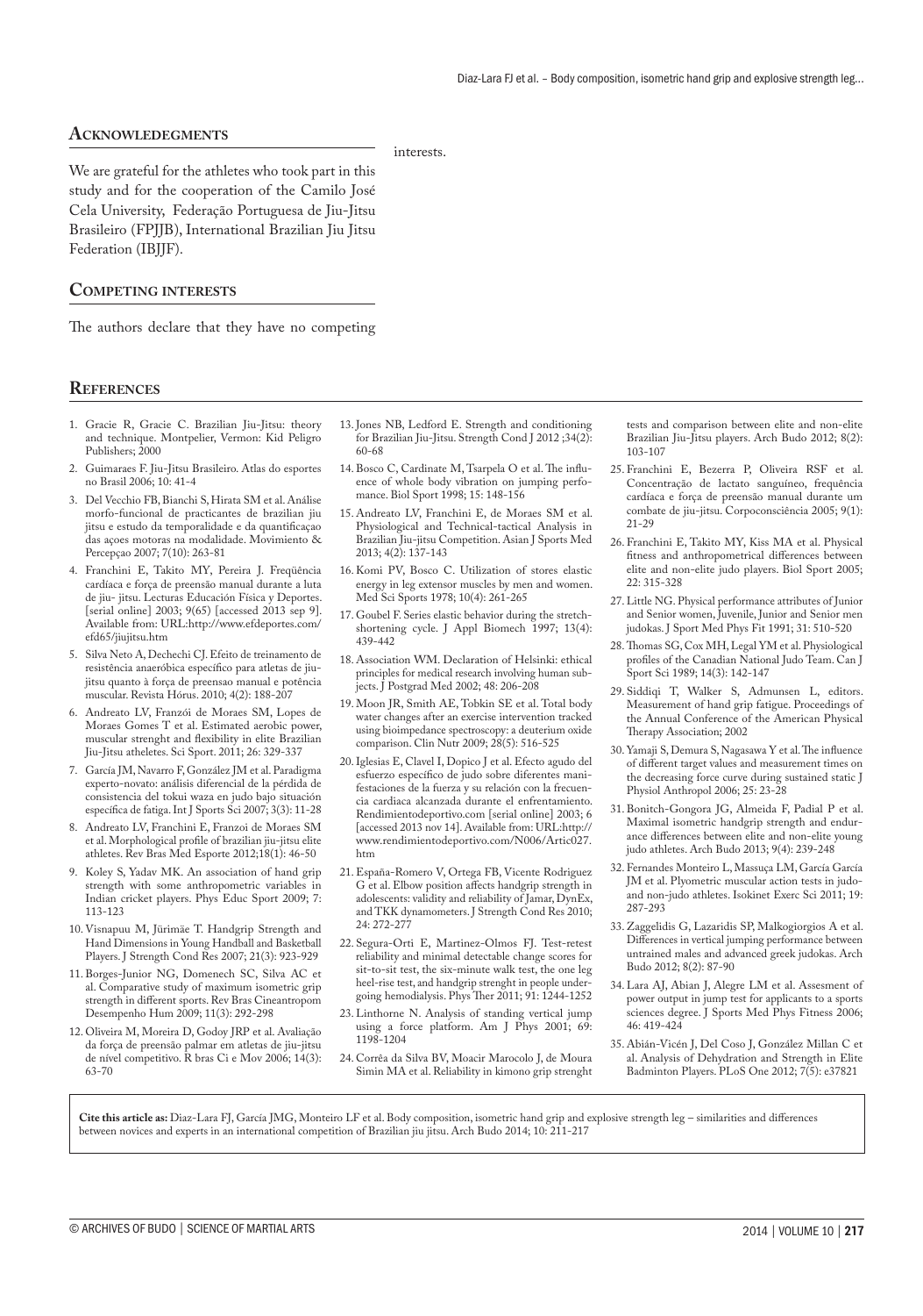## Acknowledgments

We are grateful for the athletes who took part in this study and for the cooperation of the Camilo José Cela University, Federação Portuguesa de Jiu-Jitsu Brasileiro (FPJJB), International Brazilian Jiu Jitsu Federation (IBJJF).

## Competing interests

The authors declare that they have no competing interests.

## References

1. Gracie R, Gracie C. Brazilian Jiu-Jitsu: theory and technique. Montpelier, Vermon: Kid Peligro Publishers; 2000
2. Guimaraes F. Jiu-Jitsu Brasileiro. Atlas do esportes no Brasil 2006; 10: 41-4
3. Del Vecchio FB, Bianchi S, Hirata SM et al. Análise morfo-funcional de practicantes de brazilian jiu jitsu e estudo da temporalidade e da quantificaçao das açoes motoras na modalidade. Movimiento & Percepçao 2007; 7(10): 263-81
4. Franchini E, Takito MY, Pereira J. Freqüência cardíaca e força de preensão manual durante a luta de jiu- jitsu. Lecturas Educación Física y Deportes. [serial online] 2003; 9(65) [accessed 2013 sep 9]. Available from: URL:http://www.efdeportes.com/efd65/jiujitsu.htm
5. Silva Neto A, Dechechi CJ. Efeito de treinamento de resistência anaeróbica específico para atletas de jiu-jitsu quanto à força de preensao manual e potência muscular. Revista Hórus. 2010; 4(2): 188-207
6. Andreato LV, Franzói de Moraes SM, Lopes de Moraes Gomes T et al. Estimated aerobic power, muscular strenght and flexibility in elite Brazilian Jiu-Jitsu atheletes. Sci Sport. 2011; 26: 329-337
7. García JM, Navarro F, González JM et al. Paradigma experto-novato: análisis diferencial de la pérdida de consistencia del tokui waza en judo bajo situación específica de fatiga. Int J Sports Sci 2007; 3(3): 11-28
8. Andreato LV, Franchini E, Franzoi de Moraes SM et al. Morphological profile of brazilian jiu-jitsu elite athletes. Rev Bras Med Esporte 2012;18(1): 46-50
9. Koley S, Yadav MK. An association of hand grip strength with some anthropometric variables in Indian cricket players. Phys Educ Sport 2009; 7: 113-123
10. Visnapuu M, Jürimäe T. Handgrip Strength and Hand Dimensions in Young Handball and Basketball Players. J Strength Cond Res 2007; 21(3): 923-929
11. Borges-Junior NG, Domenech SC, Silva AC et al. Comparative study of maximum isometric grip strength in different sports. Rev Bras Cineantropom Desempenho Hum 2009; 11(3): 292-298
12. Oliveira M, Moreira D, Godoy JRP et al. Avaliação da força de preensão palmar em atletas de jiu-jitsu de nível competitivo. R bras Ci e Mov 2006; 14(3): 63-70
13. Jones NB, Ledford E. Strength and conditioning for Brazilian Jiu-Jitsu. Strength Cond J 2012 ;34(2): 60-68
14. Bosco C, Cardinate M, Tsarpela O et al. The influence of whole body vibration on jumping perfomance. Biol Sport 1998; 15: 148-156
15. Andreato LV, Franchini E, de Moraes SM et al. Physiological and Technical-tactical Analysis in Brazilian Jiu-jitsu Competition. Asian J Sports Med 2013; 4(2): 137-143
16. Komi PV, Bosco C. Utilization of stores elastic energy in leg extensor muscles by men and women. Med Sci Sports 1978; 10(4): 261-265
17. Goubel F. Series elastic behavior during the stretch-shortening cycle. J Appl Biomech 1997; 13(4): 439-442
18. Association WM. Declaration of Helsinki: ethical principles for medical research involving human subjects. J Postgrad Med 2002; 48: 206-208
19. Moon JR, Smith AE, Tobkin SE et al. Total body water changes after an exercise intervention tracked using bioimpedance spectroscopy: a deuterium oxide comparison. Clin Nutr 2009; 28(5): 516-525
20. Iglesias E, Clavel I, Dopico J et al. Efecto agudo del esfuerzo específico de judo sobre diferentes manifestaciones de la fuerza y su relación con la frecuencia cardiaca alcanzada durante el enfrentamiento. Rendimientodeportivo.com [serial online] 2003; 6 [accessed 2013 nov 14]. Available from: URL:http://www.rendimientodeportivo.com/N006/Artic027.htm
21. España-Romero V, Ortega FB, Vicente Rodriguez G et al. Elbow position affects handgrip strength in adolescents: validity and reliability of Jamar, DynEx, and TKK dynamometers. J Strength Cond Res 2010; 24: 272-277
22. Segura-Orti E, Martinez-Olmos FJ. Test-retest reliability and minimal detectable change scores for sit-to-sit test, the six-minute walk test, the one leg heel-rise test, and handgrip strenght in people undergoing hemodialysis. Phys Ther 2011; 91: 1244-1252
23. Linthorne N. Analysis of standing vertical jump using a force platform. Am J Phys 2001; 69: 1198-1204
24. Corrêa da Silva BV, Moacir Marocolo J, de Moura Simin MA et al. Reliability in kimono grip strenght tests and comparison between elite and non-elite Brazilian Jiu-Jitsu players. Arch Budo 2012; 8(2): 103-107
25. Franchini E, Bezerra P, Oliveira RSF et al. Concentração de lactato sanguíneo, frequência cardíaca e força de preensão manual durante um combate de jiu-jitsu. Corpoconsciência 2005; 9(1): 21-29
26. Franchini E, Takito MY, Kiss MA et al. Physical fitness and anthropometrical differences between elite and non-elite judo players. Biol Sport 2005; 22: 315-328
27. Little NG. Physical performance attributes of Junior and Senior women, Juvenile, Junior and Senior men judokas. J Sport Med Phys Fit 1991; 31: 510-520
28. Thomas SG, Cox MH, Legal YM et al. Physiological profiles of the Canadian National Judo Team. Can J Sport Sci 1989; 14(3): 142-147
29. Siddiqi T, Walker S, Admunsen L, editors. Measurement of hand grip fatigue. Proceedings of the Annual Conference of the American Physical Therapy Association; 2002
30. Yamaji S, Demura S, Nagasawa Y et al. The influence of different target values and measurement times on the decreasing force curve during sustained static J Physiol Anthropol 2006; 25: 23-28
31. Bonitch-Gongora JG, Almeida F, Padial P et al. Maximal isometric handgrip strength and endurance differences between elite and non-elite young judo athletes. Arch Budo 2013; 9(4): 239-248
32. Fernandes Monteiro L, Massuça LM, García García JM et al. Plyometric muscular action tests in judo- and non-judo athletes. Isokinet Exerc Sci 2011; 19: 287-293
33. Zaggelidis G, Lazaridis SP, Malkogiorgos A et al. Differences in vertical jumping performance between untrained males and advanced greek judokas. Arch Budo 2012; 8(2): 87-90
34. Lara AJ, Abian J, Alegre LM et al. Assesment of power output in jump test for applicants to a sports sciences degree. J Sports Med Phys Fitness 2006; 46: 419-424
35. Abián-Vicén J, Del Coso J, González Millan C et al. Analysis of Dehydration and Strength in Elite Badminton Players. PLoS One 2012; 7(5): e37821

**Cite this article as:** Diaz-Lara FJ, García JMG, Monteiro LF et al. Body composition, isometric hand grip and explosive strength leg – similarities and differences between novices and experts in an international competition of Brazilian jiu jitsu. Arch Budo 2014; 10: 211-217